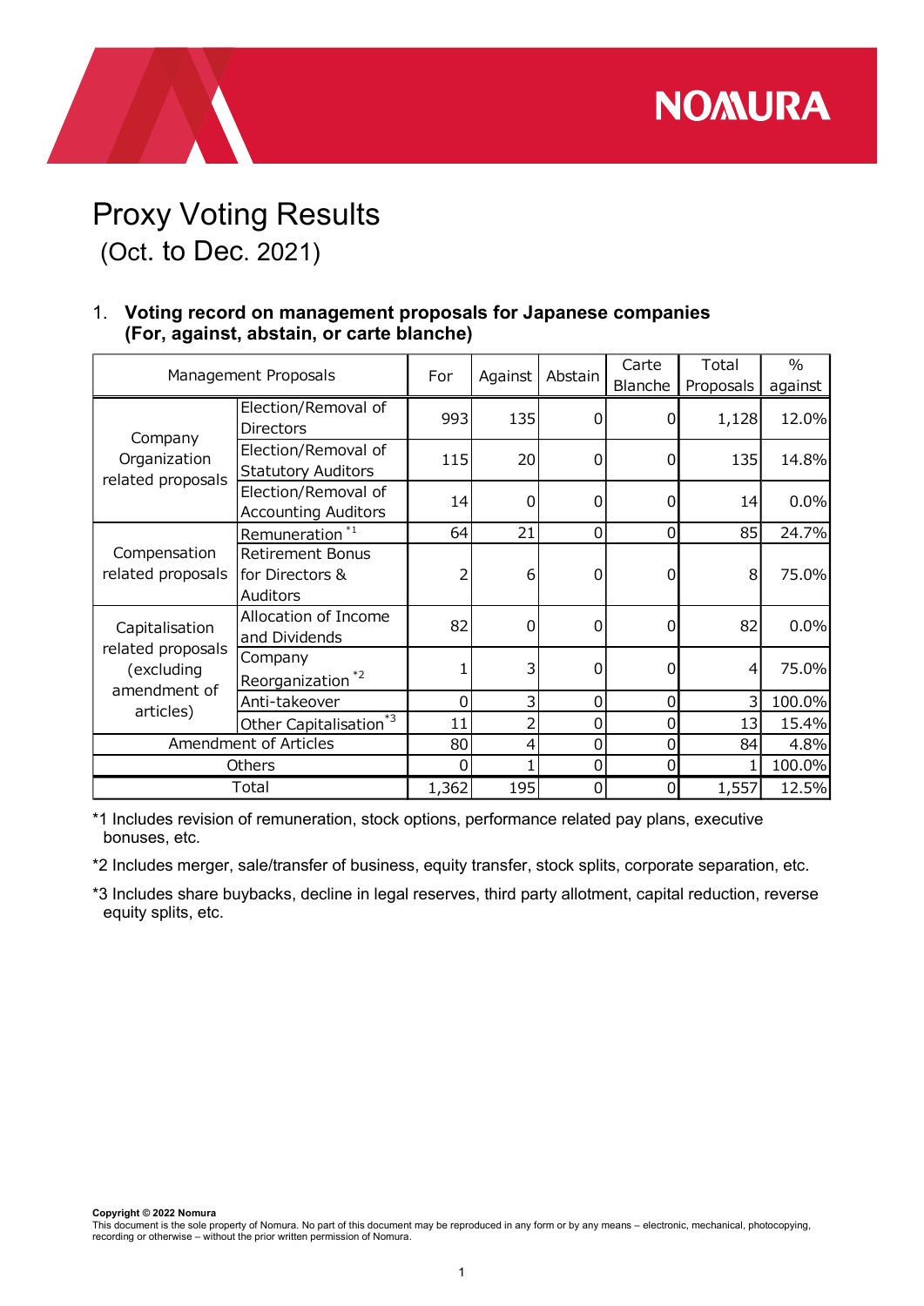# Proxy Voting Results

(Oct. to Dec. 2021)

## 1. Voting record on management proposals for Japanese companies (For, against, abstain, or carte blanche)

| Management Proposals | | For | Against | Abstain | Carte Blanche | Total Proposals | % against |
|---|---|---|---|---|---|---|---|
| Company Organization related proposals | Election/Removal of Directors | 993 | 135 | 0 | 0 | 1,128 | 12.0% |
| | Election/Removal of Statutory Auditors | 115 | 20 | 0 | 0 | 135 | 14.8% |
| | Election/Removal of Accounting Auditors | 14 | 0 | 0 | 0 | 14 | 0.0% |
| Compensation related proposals | Remuneration *1 | 64 | 21 | 0 | 0 | 85 | 24.7% |
| | Retirement Bonus for Directors & Auditors | 2 | 6 | 0 | 0 | 8 | 75.0% |
| Capitalisation related proposals (excluding amendment of articles) | Allocation of Income and Dividends | 82 | 0 | 0 | 0 | 82 | 0.0% |
| | Company Reorganization *2 | 1 | 3 | 0 | 0 | 4 | 75.0% |
| | Anti-takeover | 0 | 3 | 0 | 0 | 3 | 100.0% |
| | Other Capitalisation *3 | 11 | 2 | 0 | 0 | 13 | 15.4% |
| Amendment of Articles | | 80 | 4 | 0 | 0 | 84 | 4.8% |
| Others | | 0 | 1 | 0 | 0 | 1 | 100.0% |
| Total | | 1,362 | 195 | 0 | 0 | 1,557 | 12.5% |

*1 Includes revision of remuneration, stock options, performance related pay plans, executive bonuses, etc.

*2 Includes merger, sale/transfer of business, equity transfer, stock splits, corporate separation, etc.

*3 Includes share buybacks, decline in legal reserves, third party allotment, capital reduction, reverse equity splits, etc.

**Copyright © 2022 Nomura**
This document is the sole property of Nomura. No part of this document may be reproduced in any form or by any means – electronic, mechanical, photocopying, recording or otherwise – without the prior written permission of Nomura.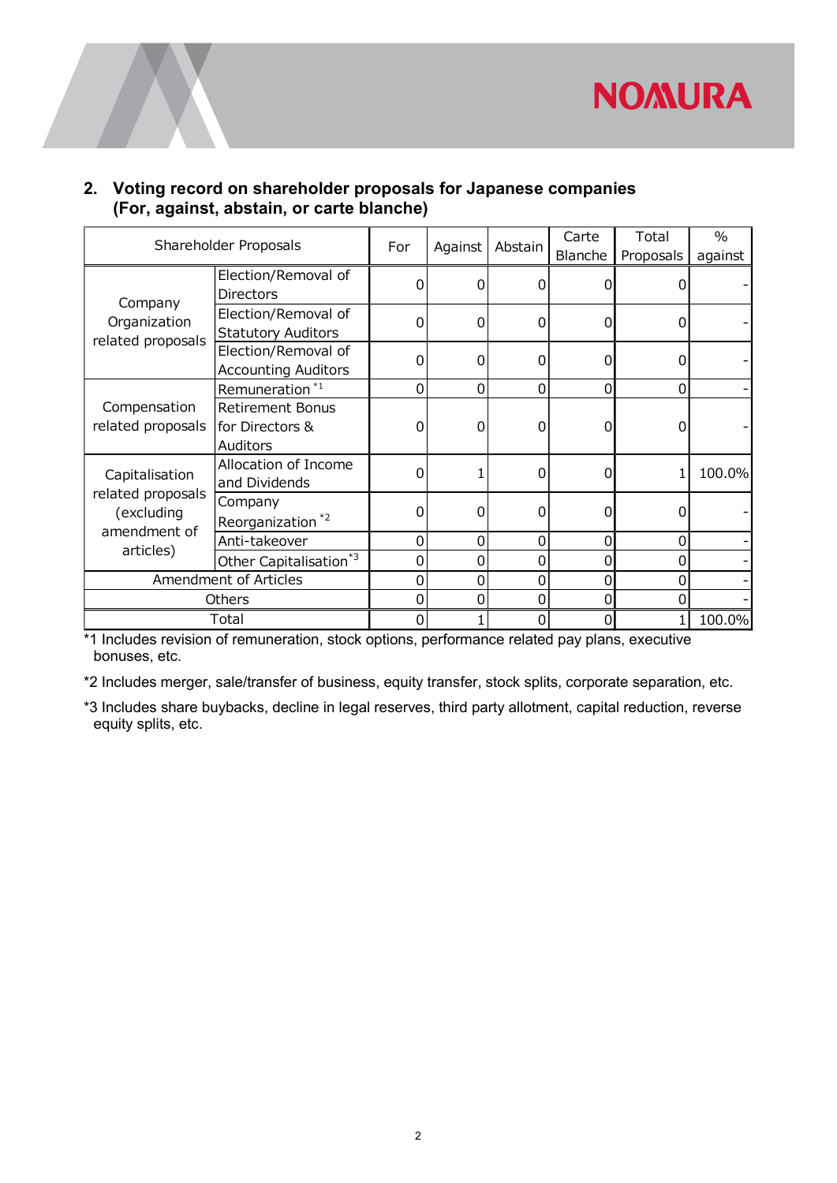## 2. Voting record on shareholder proposals for Japanese companies (For, against, abstain, or carte blanche)

| Shareholder Proposals | | For | Against | Abstain | Carte Blanche | Total Proposals | % against |
|---|---|---|---|---|---|---|---|
| Company Organization related proposals | Election/Removal of Directors | 0 | 0 | 0 | 0 | 0 | - |
| | Election/Removal of Statutory Auditors | 0 | 0 | 0 | 0 | 0 | - |
| | Election/Removal of Accounting Auditors | 0 | 0 | 0 | 0 | 0 | - |
| Compensation related proposals | Remuneration *1 | 0 | 0 | 0 | 0 | 0 | - |
| | Retirement Bonus for Directors & Auditors | 0 | 0 | 0 | 0 | 0 | - |
| Capitalisation related proposals (excluding amendment of articles) | Allocation of Income and Dividends | 0 | 1 | 0 | 0 | 1 | 100.0% |
| | Company Reorganization *2 | 0 | 0 | 0 | 0 | 0 | - |
| | Anti-takeover | 0 | 0 | 0 | 0 | 0 | - |
| | Other Capitalisation *3 | 0 | 0 | 0 | 0 | 0 | - |
| Amendment of Articles | | 0 | 0 | 0 | 0 | 0 | - |
| Others | | 0 | 0 | 0 | 0 | 0 | - |
| Total | | 0 | 1 | 0 | 0 | 1 | 100.0% |

*1 Includes revision of remuneration, stock options, performance related pay plans, executive bonuses, etc.

*2 Includes merger, sale/transfer of business, equity transfer, stock splits, corporate separation, etc.

*3 Includes share buybacks, decline in legal reserves, third party allotment, capital reduction, reverse equity splits, etc.